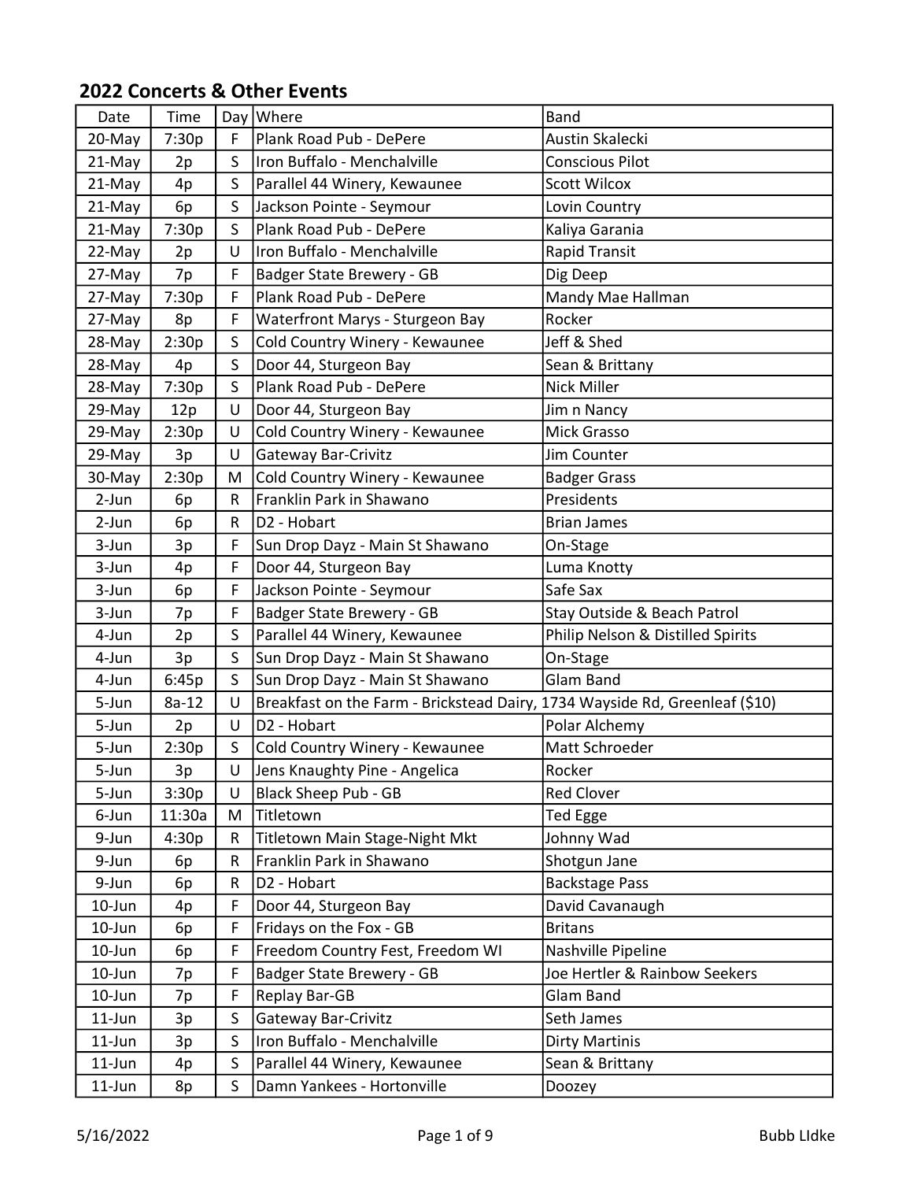## 2022 Concerts & Other Events

| Date | Time | Day | Where | Band |
|---|---|---|---|---|
| 20-May | 7:30p | F | Plank Road Pub - DePere | Austin Skalecki |
| 21-May | 2p | S | Iron Buffalo - Menchalville | Conscious Pilot |
| 21-May | 4p | S | Parallel 44 Winery, Kewaunee | Scott Wilcox |
| 21-May | 6p | S | Jackson Pointe - Seymour | Lovin Country |
| 21-May | 7:30p | S | Plank Road Pub - DePere | Kaliya Garania |
| 22-May | 2p | U | Iron Buffalo - Menchalville | Rapid Transit |
| 27-May | 7p | F | Badger State Brewery - GB | Dig Deep |
| 27-May | 7:30p | F | Plank Road Pub - DePere | Mandy Mae Hallman |
| 27-May | 8p | F | Waterfront Marys - Sturgeon Bay | Rocker |
| 28-May | 2:30p | S | Cold Country Winery - Kewaunee | Jeff & Shed |
| 28-May | 4p | S | Door 44, Sturgeon Bay | Sean & Brittany |
| 28-May | 7:30p | S | Plank Road Pub - DePere | Nick Miller |
| 29-May | 12p | U | Door 44, Sturgeon Bay | Jim n Nancy |
| 29-May | 2:30p | U | Cold Country Winery - Kewaunee | Mick Grasso |
| 29-May | 3p | U | Gateway Bar-Crivitz | Jim Counter |
| 30-May | 2:30p | M | Cold Country Winery - Kewaunee | Badger Grass |
| 2-Jun | 6p | R | Franklin Park in Shawano | Presidents |
| 2-Jun | 6p | R | D2 - Hobart | Brian James |
| 3-Jun | 3p | F | Sun Drop Dayz - Main St Shawano | On-Stage |
| 3-Jun | 4p | F | Door 44, Sturgeon Bay | Luma Knotty |
| 3-Jun | 6p | F | Jackson Pointe - Seymour | Safe Sax |
| 3-Jun | 7p | F | Badger State Brewery - GB | Stay Outside & Beach Patrol |
| 4-Jun | 2p | S | Parallel 44 Winery, Kewaunee | Philip Nelson & Distilled Spirits |
| 4-Jun | 3p | S | Sun Drop Dayz - Main St Shawano | On-Stage |
| 4-Jun | 6:45p | S | Sun Drop Dayz - Main St Shawano | Glam Band |
| 5-Jun | 8a-12 | U | Breakfast on the Farm - Brickstead Dairy, 1734 Wayside Rd, Greenleaf ($10) | |
| 5-Jun | 2p | U | D2 - Hobart | Polar Alchemy |
| 5-Jun | 2:30p | S | Cold Country Winery - Kewaunee | Matt Schroeder |
| 5-Jun | 3p | U | Jens Knaughty Pine - Angelica | Rocker |
| 5-Jun | 3:30p | U | Black Sheep Pub - GB | Red Clover |
| 6-Jun | 11:30a | M | Titletown | Ted Egge |
| 9-Jun | 4:30p | R | Titletown Main Stage-Night Mkt | Johnny Wad |
| 9-Jun | 6p | R | Franklin Park in Shawano | Shotgun Jane |
| 9-Jun | 6p | R | D2 - Hobart | Backstage Pass |
| 10-Jun | 4p | F | Door 44, Sturgeon Bay | David Cavanaugh |
| 10-Jun | 6p | F | Fridays on the Fox - GB | Britans |
| 10-Jun | 6p | F | Freedom Country Fest, Freedom WI | Nashville Pipeline |
| 10-Jun | 7p | F | Badger State Brewery - GB | Joe Hertler & Rainbow Seekers |
| 10-Jun | 7p | F | Replay Bar-GB | Glam Band |
| 11-Jun | 3p | S | Gateway Bar-Crivitz | Seth James |
| 11-Jun | 3p | S | Iron Buffalo - Menchalville | Dirty Martinis |
| 11-Jun | 4p | S | Parallel 44 Winery, Kewaunee | Sean & Brittany |
| 11-Jun | 8p | S | Damn Yankees - Hortonville | Doozey |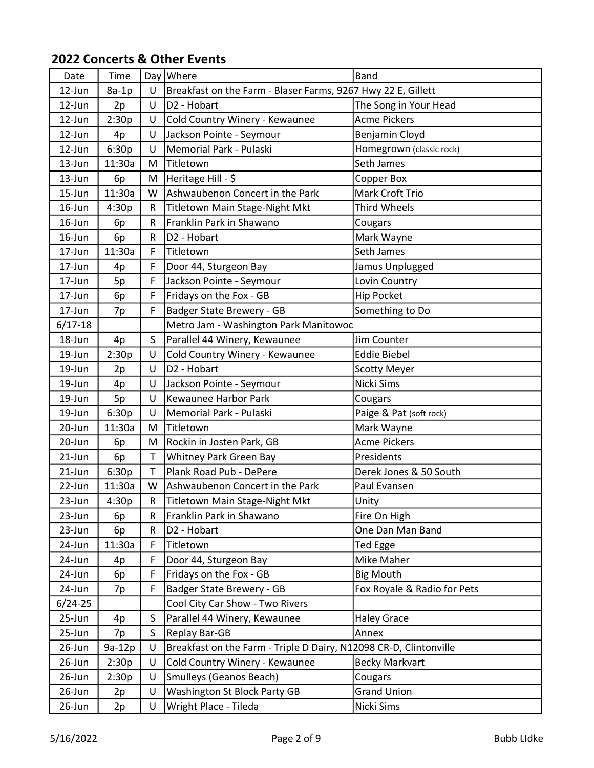## 2022 Concerts & Other Events

| Date | Time | Day | Where | Band |
|---|---|---|---|---|
| 12-Jun | 8a-1p | U | Breakfast on the Farm - Blaser Farms, 9267 Hwy 22 E, Gillett | |
| 12-Jun | 2p | U | D2 - Hobart | The Song in Your Head |
| 12-Jun | 2:30p | U | Cold Country Winery - Kewaunee | Acme Pickers |
| 12-Jun | 4p | U | Jackson Pointe - Seymour | Benjamin Cloyd |
| 12-Jun | 6:30p | U | Memorial Park - Pulaski | Homegrown (classic rock) |
| 13-Jun | 11:30a | M | Titletown | Seth James |
| 13-Jun | 6p | M | Heritage Hill - $ | Copper Box |
| 15-Jun | 11:30a | W | Ashwaubenon Concert in the Park | Mark Croft Trio |
| 16-Jun | 4:30p | R | Titletown Main Stage-Night Mkt | Third Wheels |
| 16-Jun | 6p | R | Franklin Park in Shawano | Cougars |
| 16-Jun | 6p | R | D2 - Hobart | Mark Wayne |
| 17-Jun | 11:30a | F | Titletown | Seth James |
| 17-Jun | 4p | F | Door 44, Sturgeon Bay | Jamus Unplugged |
| 17-Jun | 5p | F | Jackson Pointe - Seymour | Lovin Country |
| 17-Jun | 6p | F | Fridays on the Fox - GB | Hip Pocket |
| 17-Jun | 7p | F | Badger State Brewery - GB | Something to Do |
| 6/17-18 | | | Metro Jam - Washington Park Manitowoc | |
| 18-Jun | 4p | S | Parallel 44 Winery, Kewaunee | Jim Counter |
| 19-Jun | 2:30p | U | Cold Country Winery - Kewaunee | Eddie Biebel |
| 19-Jun | 2p | U | D2 - Hobart | Scotty Meyer |
| 19-Jun | 4p | U | Jackson Pointe - Seymour | Nicki Sims |
| 19-Jun | 5p | U | Kewaunee Harbor Park | Cougars |
| 19-Jun | 6:30p | U | Memorial Park - Pulaski | Paige & Pat (soft rock) |
| 20-Jun | 11:30a | M | Titletown | Mark Wayne |
| 20-Jun | 6p | M | Rockin in Josten Park, GB | Acme Pickers |
| 21-Jun | 6p | T | Whitney Park Green Bay | Presidents |
| 21-Jun | 6:30p | T | Plank Road Pub - DePere | Derek Jones & 50 South |
| 22-Jun | 11:30a | W | Ashwaubenon Concert in the Park | Paul Evansen |
| 23-Jun | 4:30p | R | Titletown Main Stage-Night Mkt | Unity |
| 23-Jun | 6p | R | Franklin Park in Shawano | Fire On High |
| 23-Jun | 6p | R | D2 - Hobart | One Dan Man Band |
| 24-Jun | 11:30a | F | Titletown | Ted Egge |
| 24-Jun | 4p | F | Door 44, Sturgeon Bay | Mike Maher |
| 24-Jun | 6p | F | Fridays on the Fox - GB | Big Mouth |
| 24-Jun | 7p | F | Badger State Brewery - GB | Fox Royale & Radio for Pets |
| 6/24-25 | | | Cool City Car Show - Two Rivers | |
| 25-Jun | 4p | S | Parallel 44 Winery, Kewaunee | Haley Grace |
| 25-Jun | 7p | S | Replay Bar-GB | Annex |
| 26-Jun | 9a-12p | U | Breakfast on the Farm - Triple D Dairy, N12098 CR-D, Clintonville | |
| 26-Jun | 2:30p | U | Cold Country Winery - Kewaunee | Becky Markvart |
| 26-Jun | 2:30p | U | Smulleys (Geanos Beach) | Cougars |
| 26-Jun | 2p | U | Washington St Block Party GB | Grand Union |
| 26-Jun | 2p | U | Wright Place - Tileda | Nicki Sims |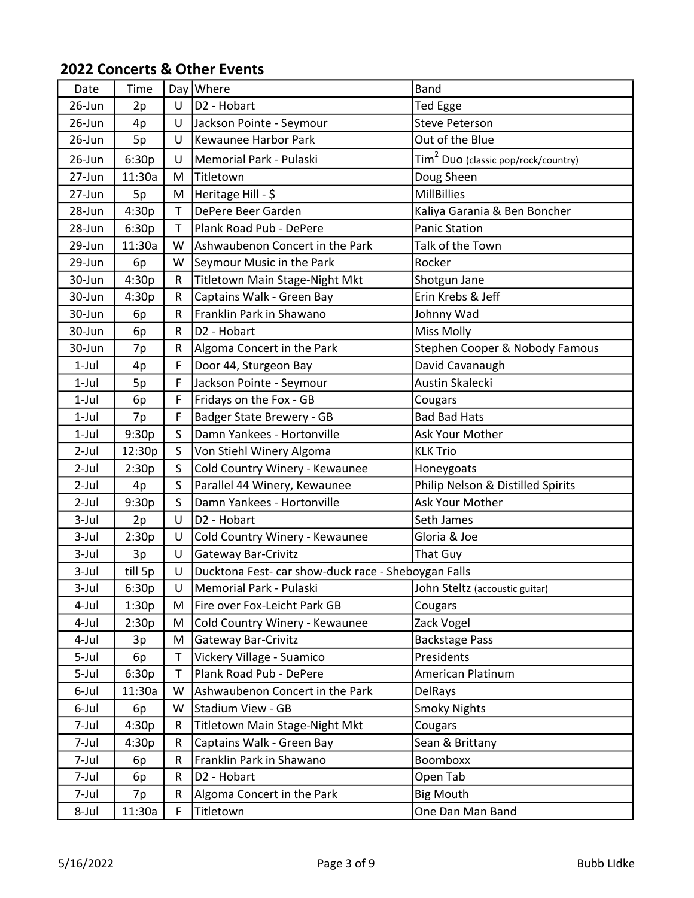## 2022 Concerts & Other Events

| Date | Time | Day | Where | Band |
|---|---|---|---|---|
| 26-Jun | 2p | U | D2 - Hobart | Ted Egge |
| 26-Jun | 4p | U | Jackson Pointe - Seymour | Steve Peterson |
| 26-Jun | 5p | U | Kewaunee Harbor Park | Out of the Blue |
| 26-Jun | 6:30p | U | Memorial Park - Pulaski | $Tim^2$ Duo (classic pop/rock/country) |
| 27-Jun | 11:30a | M | Titletown | Doug Sheen |
| 27-Jun | 5p | M | Heritage Hill - $ | MillBillies |
| 28-Jun | 4:30p | T | DePere Beer Garden | Kaliya Garania & Ben Boncher |
| 28-Jun | 6:30p | T | Plank Road Pub - DePere | Panic Station |
| 29-Jun | 11:30a | W | Ashwaubenon Concert in the Park | Talk of the Town |
| 29-Jun | 6p | W | Seymour Music in the Park | Rocker |
| 30-Jun | 4:30p | R | Titletown Main Stage-Night Mkt | Shotgun Jane |
| 30-Jun | 4:30p | R | Captains Walk - Green Bay | Erin Krebs & Jeff |
| 30-Jun | 6p | R | Franklin Park in Shawano | Johnny Wad |
| 30-Jun | 6p | R | D2 - Hobart | Miss Molly |
| 30-Jun | 7p | R | Algoma Concert in the Park | Stephen Cooper & Nobody Famous |
| 1-Jul | 4p | F | Door 44, Sturgeon Bay | David Cavanaugh |
| 1-Jul | 5p | F | Jackson Pointe - Seymour | Austin Skalecki |
| 1-Jul | 6p | F | Fridays on the Fox - GB | Cougars |
| 1-Jul | 7p | F | Badger State Brewery - GB | Bad Bad Hats |
| 1-Jul | 9:30p | S | Damn Yankees - Hortonville | Ask Your Mother |
| 2-Jul | 12:30p | S | Von Stiehl Winery Algoma | KLK Trio |
| 2-Jul | 2:30p | S | Cold Country Winery - Kewaunee | Honeygoats |
| 2-Jul | 4p | S | Parallel 44 Winery, Kewaunee | Philip Nelson & Distilled Spirits |
| 2-Jul | 9:30p | S | Damn Yankees - Hortonville | Ask Your Mother |
| 3-Jul | 2p | U | D2 - Hobart | Seth James |
| 3-Jul | 2:30p | U | Cold Country Winery - Kewaunee | Gloria & Joe |
| 3-Jul | 3p | U | Gateway Bar-Crivitz | That Guy |
| 3-Jul | till 5p | U | Ducktona Fest- car show-duck race - Sheboygan Falls | |
| 3-Jul | 6:30p | U | Memorial Park - Pulaski | John Steltz (accoustic guitar) |
| 4-Jul | 1:30p | M | Fire over Fox-Leicht Park GB | Cougars |
| 4-Jul | 2:30p | M | Cold Country Winery - Kewaunee | Zack Vogel |
| 4-Jul | 3p | M | Gateway Bar-Crivitz | Backstage Pass |
| 5-Jul | 6p | T | Vickery Village - Suamico | Presidents |
| 5-Jul | 6:30p | T | Plank Road Pub - DePere | American Platinum |
| 6-Jul | 11:30a | W | Ashwaubenon Concert in the Park | DelRays |
| 6-Jul | 6p | W | Stadium View - GB | Smoky Nights |
| 7-Jul | 4:30p | R | Titletown Main Stage-Night Mkt | Cougars |
| 7-Jul | 4:30p | R | Captains Walk - Green Bay | Sean & Brittany |
| 7-Jul | 6p | R | Franklin Park in Shawano | Boomboxx |
| 7-Jul | 6p | R | D2 - Hobart | Open Tab |
| 7-Jul | 7p | R | Algoma Concert in the Park | Big Mouth |
| 8-Jul | 11:30a | F | Titletown | One Dan Man Band |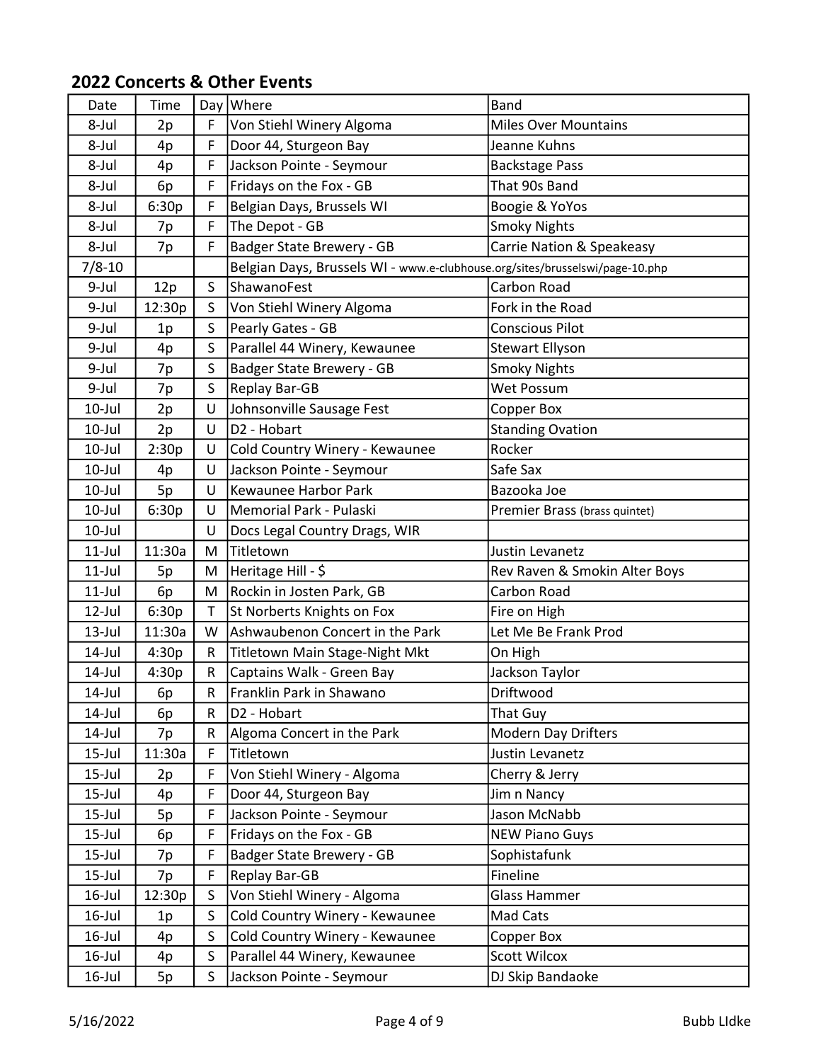## 2022 Concerts & Other Events

| Date | Time | Day | Where | Band |
| --- | --- | --- | --- | --- |
| 8-Jul | 2p | F | Von Stiehl Winery Algoma | Miles Over Mountains |
| 8-Jul | 4p | F | Door 44, Sturgeon Bay | Jeanne Kuhns |
| 8-Jul | 4p | F | Jackson Pointe - Seymour | Backstage Pass |
| 8-Jul | 6p | F | Fridays on the Fox - GB | That 90s Band |
| 8-Jul | 6:30p | F | Belgian Days, Brussels WI | Boogie & YoYos |
| 8-Jul | 7p | F | The Depot - GB | Smoky Nights |
| 8-Jul | 7p | F | Badger State Brewery - GB | Carrie Nation & Speakeasy |
| 7/8-10 | | | Belgian Days, Brussels WI - www.e-clubhouse.org/sites/brusselswi/page-10.php | |
| 9-Jul | 12p | S | ShawanoFest | Carbon Road |
| 9-Jul | 12:30p | S | Von Stiehl Winery Algoma | Fork in the Road |
| 9-Jul | 1p | S | Pearly Gates - GB | Conscious Pilot |
| 9-Jul | 4p | S | Parallel 44 Winery, Kewaunee | Stewart Ellyson |
| 9-Jul | 7p | S | Badger State Brewery - GB | Smoky Nights |
| 9-Jul | 7p | S | Replay Bar-GB | Wet Possum |
| 10-Jul | 2p | U | Johnsonville Sausage Fest | Copper Box |
| 10-Jul | 2p | U | D2 - Hobart | Standing Ovation |
| 10-Jul | 2:30p | U | Cold Country Winery - Kewaunee | Rocker |
| 10-Jul | 4p | U | Jackson Pointe - Seymour | Safe Sax |
| 10-Jul | 5p | U | Kewaunee Harbor Park | Bazooka Joe |
| 10-Jul | 6:30p | U | Memorial Park - Pulaski | Premier Brass (brass quintet) |
| 10-Jul | | U | Docs Legal Country Drags, WIR | |
| 11-Jul | 11:30a | M | Titletown | Justin Levanetz |
| 11-Jul | 5p | M | Heritage Hill - $ | Rev Raven & Smokin Alter Boys |
| 11-Jul | 6p | M | Rockin in Josten Park, GB | Carbon Road |
| 12-Jul | 6:30p | T | St Norberts Knights on Fox | Fire on High |
| 13-Jul | 11:30a | W | Ashwaubenon Concert in the Park | Let Me Be Frank Prod |
| 14-Jul | 4:30p | R | Titletown Main Stage-Night Mkt | On High |
| 14-Jul | 4:30p | R | Captains Walk - Green Bay | Jackson Taylor |
| 14-Jul | 6p | R | Franklin Park in Shawano | Driftwood |
| 14-Jul | 6p | R | D2 - Hobart | That Guy |
| 14-Jul | 7p | R | Algoma Concert in the Park | Modern Day Drifters |
| 15-Jul | 11:30a | F | Titletown | Justin Levanetz |
| 15-Jul | 2p | F | Von Stiehl Winery - Algoma | Cherry & Jerry |
| 15-Jul | 4p | F | Door 44, Sturgeon Bay | Jim n Nancy |
| 15-Jul | 5p | F | Jackson Pointe - Seymour | Jason McNabb |
| 15-Jul | 6p | F | Fridays on the Fox - GB | NEW Piano Guys |
| 15-Jul | 7p | F | Badger State Brewery - GB | Sophistafunk |
| 15-Jul | 7p | F | Replay Bar-GB | Fineline |
| 16-Jul | 12:30p | S | Von Stiehl Winery - Algoma | Glass Hammer |
| 16-Jul | 1p | S | Cold Country Winery - Kewaunee | Mad Cats |
| 16-Jul | 4p | S | Cold Country Winery - Kewaunee | Copper Box |
| 16-Jul | 4p | S | Parallel 44 Winery, Kewaunee | Scott Wilcox |
| 16-Jul | 5p | S | Jackson Pointe - Seymour | DJ Skip Bandaoke |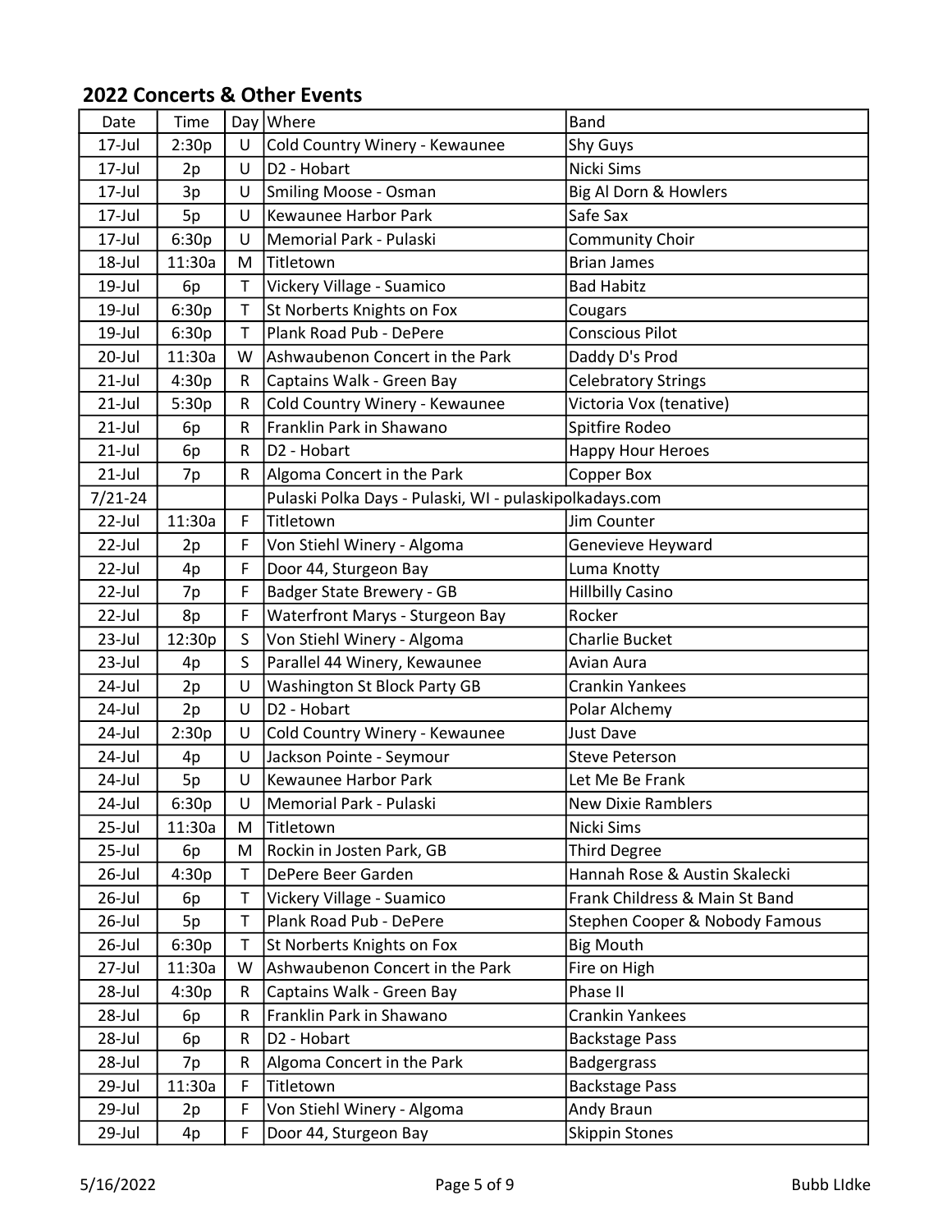## 2022 Concerts & Other Events

| Date | Time | Day | Where | Band |
|---|---|---|---|---|
| 17-Jul | 2:30p | U | Cold Country Winery - Kewaunee | Shy Guys |
| 17-Jul | 2p | U | D2 - Hobart | Nicki Sims |
| 17-Jul | 3p | U | Smiling Moose - Osman | Big Al Dorn & Howlers |
| 17-Jul | 5p | U | Kewaunee Harbor Park | Safe Sax |
| 17-Jul | 6:30p | U | Memorial Park - Pulaski | Community Choir |
| 18-Jul | 11:30a | M | Titletown | Brian James |
| 19-Jul | 6p | T | Vickery Village - Suamico | Bad Habitz |
| 19-Jul | 6:30p | T | St Norberts Knights on Fox | Cougars |
| 19-Jul | 6:30p | T | Plank Road Pub - DePere | Conscious Pilot |
| 20-Jul | 11:30a | W | Ashwaubenon Concert in the Park | Daddy D's Prod |
| 21-Jul | 4:30p | R | Captains Walk - Green Bay | Celebratory Strings |
| 21-Jul | 5:30p | R | Cold Country Winery - Kewaunee | Victoria Vox (tenative) |
| 21-Jul | 6p | R | Franklin Park in Shawano | Spitfire Rodeo |
| 21-Jul | 6p | R | D2 - Hobart | Happy Hour Heroes |
| 21-Jul | 7p | R | Algoma Concert in the Park | Copper Box |
| 7/21-24 | | | Pulaski Polka Days - Pulaski, WI - pulaskipolkadays.com | |
| 22-Jul | 11:30a | F | Titletown | Jim Counter |
| 22-Jul | 2p | F | Von Stiehl Winery - Algoma | Genevieve Heyward |
| 22-Jul | 4p | F | Door 44, Sturgeon Bay | Luma Knotty |
| 22-Jul | 7p | F | Badger State Brewery - GB | Hillbilly Casino |
| 22-Jul | 8p | F | Waterfront Marys - Sturgeon Bay | Rocker |
| 23-Jul | 12:30p | S | Von Stiehl Winery - Algoma | Charlie Bucket |
| 23-Jul | 4p | S | Parallel 44 Winery, Kewaunee | Avian Aura |
| 24-Jul | 2p | U | Washington St Block Party GB | Crankin Yankees |
| 24-Jul | 2p | U | D2 - Hobart | Polar Alchemy |
| 24-Jul | 2:30p | U | Cold Country Winery - Kewaunee | Just Dave |
| 24-Jul | 4p | U | Jackson Pointe - Seymour | Steve Peterson |
| 24-Jul | 5p | U | Kewaunee Harbor Park | Let Me Be Frank |
| 24-Jul | 6:30p | U | Memorial Park - Pulaski | New Dixie Ramblers |
| 25-Jul | 11:30a | M | Titletown | Nicki Sims |
| 25-Jul | 6p | M | Rockin in Josten Park, GB | Third Degree |
| 26-Jul | 4:30p | T | DePere Beer Garden | Hannah Rose & Austin Skalecki |
| 26-Jul | 6p | T | Vickery Village - Suamico | Frank Childress & Main St Band |
| 26-Jul | 5p | T | Plank Road Pub - DePere | Stephen Cooper & Nobody Famous |
| 26-Jul | 6:30p | T | St Norberts Knights on Fox | Big Mouth |
| 27-Jul | 11:30a | W | Ashwaubenon Concert in the Park | Fire on High |
| 28-Jul | 4:30p | R | Captains Walk - Green Bay | Phase II |
| 28-Jul | 6p | R | Franklin Park in Shawano | Crankin Yankees |
| 28-Jul | 6p | R | D2 - Hobart | Backstage Pass |
| 28-Jul | 7p | R | Algoma Concert in the Park | Badgergrass |
| 29-Jul | 11:30a | F | Titletown | Backstage Pass |
| 29-Jul | 2p | F | Von Stiehl Winery - Algoma | Andy Braun |
| 29-Jul | 4p | F | Door 44, Sturgeon Bay | Skippin Stones |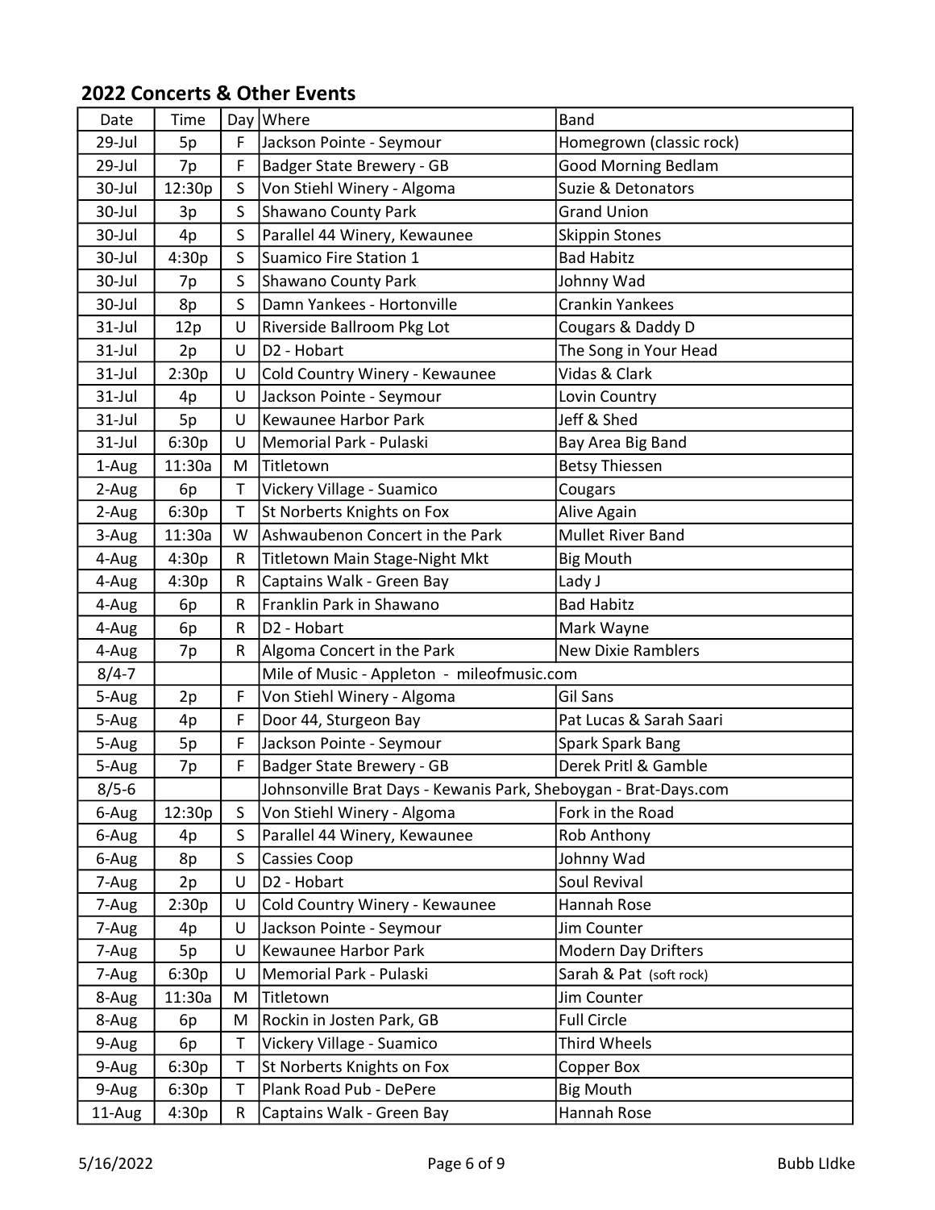## 2022 Concerts & Other Events

| Date | Time | Day | Where | Band |
|---|---|---|---|---|
| 29-Jul | 5p | F | Jackson Pointe - Seymour | Homegrown (classic rock) |
| 29-Jul | 7p | F | Badger State Brewery - GB | Good Morning Bedlam |
| 30-Jul | 12:30p | S | Von Stiehl Winery - Algoma | Suzie & Detonators |
| 30-Jul | 3p | S | Shawano County Park | Grand Union |
| 30-Jul | 4p | S | Parallel 44 Winery, Kewaunee | Skippin Stones |
| 30-Jul | 4:30p | S | Suamico Fire Station 1 | Bad Habitz |
| 30-Jul | 7p | S | Shawano County Park | Johnny Wad |
| 30-Jul | 8p | S | Damn Yankees - Hortonville | Crankin Yankees |
| 31-Jul | 12p | U | Riverside Ballroom Pkg Lot | Cougars & Daddy D |
| 31-Jul | 2p | U | D2 - Hobart | The Song in Your Head |
| 31-Jul | 2:30p | U | Cold Country Winery - Kewaunee | Vidas & Clark |
| 31-Jul | 4p | U | Jackson Pointe - Seymour | Lovin Country |
| 31-Jul | 5p | U | Kewaunee Harbor Park | Jeff & Shed |
| 31-Jul | 6:30p | U | Memorial Park - Pulaski | Bay Area Big Band |
| 1-Aug | 11:30a | M | Titletown | Betsy Thiessen |
| 2-Aug | 6p | T | Vickery Village - Suamico | Cougars |
| 2-Aug | 6:30p | T | St Norberts Knights on Fox | Alive Again |
| 3-Aug | 11:30a | W | Ashwaubenon Concert in the Park | Mullet River Band |
| 4-Aug | 4:30p | R | Titletown Main Stage-Night Mkt | Big Mouth |
| 4-Aug | 4:30p | R | Captains Walk - Green Bay | Lady J |
| 4-Aug | 6p | R | Franklin Park in Shawano | Bad Habitz |
| 4-Aug | 6p | R | D2 - Hobart | Mark Wayne |
| 4-Aug | 7p | R | Algoma Concert in the Park | New Dixie Ramblers |
| 8/4-7 | | | Mile of Music - Appleton - mileofmusic.com | |
| 5-Aug | 2p | F | Von Stiehl Winery - Algoma | Gil Sans |
| 5-Aug | 4p | F | Door 44, Sturgeon Bay | Pat Lucas & Sarah Saari |
| 5-Aug | 5p | F | Jackson Pointe - Seymour | Spark Spark Bang |
| 5-Aug | 7p | F | Badger State Brewery - GB | Derek Pritl & Gamble |
| 8/5-6 | | | Johnsonville Brat Days - Kewanis Park, Sheboygan - Brat-Days.com | |
| 6-Aug | 12:30p | S | Von Stiehl Winery - Algoma | Fork in the Road |
| 6-Aug | 4p | S | Parallel 44 Winery, Kewaunee | Rob Anthony |
| 6-Aug | 8p | S | Cassies Coop | Johnny Wad |
| 7-Aug | 2p | U | D2 - Hobart | Soul Revival |
| 7-Aug | 2:30p | U | Cold Country Winery - Kewaunee | Hannah Rose |
| 7-Aug | 4p | U | Jackson Pointe - Seymour | Jim Counter |
| 7-Aug | 5p | U | Kewaunee Harbor Park | Modern Day Drifters |
| 7-Aug | 6:30p | U | Memorial Park - Pulaski | Sarah & Pat (soft rock) |
| 8-Aug | 11:30a | M | Titletown | Jim Counter |
| 8-Aug | 6p | M | Rockin in Josten Park, GB | Full Circle |
| 9-Aug | 6p | T | Vickery Village - Suamico | Third Wheels |
| 9-Aug | 6:30p | T | St Norberts Knights on Fox | Copper Box |
| 9-Aug | 6:30p | T | Plank Road Pub - DePere | Big Mouth |
| 11-Aug | 4:30p | R | Captains Walk - Green Bay | Hannah Rose |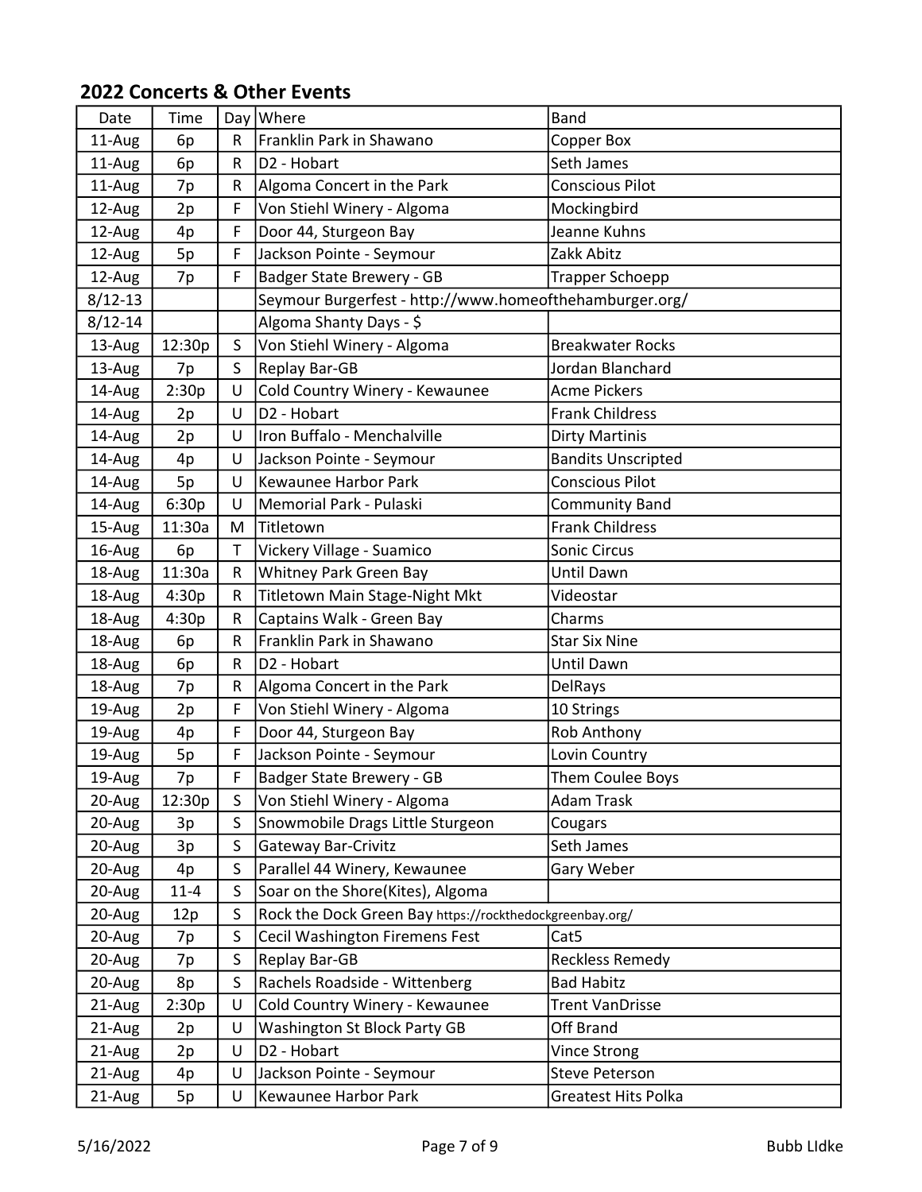## 2022 Concerts & Other Events

| Date | Time | Day | Where | Band |
|---|---|---|---|---|
| 11-Aug | 6p | R | Franklin Park in Shawano | Copper Box |
| 11-Aug | 6p | R | D2 - Hobart | Seth James |
| 11-Aug | 7p | R | Algoma Concert in the Park | Conscious Pilot |
| 12-Aug | 2p | F | Von Stiehl Winery - Algoma | Mockingbird |
| 12-Aug | 4p | F | Door 44, Sturgeon Bay | Jeanne Kuhns |
| 12-Aug | 5p | F | Jackson Pointe - Seymour | Zakk Abitz |
| 12-Aug | 7p | F | Badger State Brewery - GB | Trapper Schoepp |
| 8/12-13 | | | Seymour Burgerfest - http://www.homeofthehamburger.org/ | |
| 8/12-14 | | | Algoma Shanty Days - $ | |
| 13-Aug | 12:30p | S | Von Stiehl Winery - Algoma | Breakwater Rocks |
| 13-Aug | 7p | S | Replay Bar-GB | Jordan Blanchard |
| 14-Aug | 2:30p | U | Cold Country Winery - Kewaunee | Acme Pickers |
| 14-Aug | 2p | U | D2 - Hobart | Frank Childress |
| 14-Aug | 2p | U | Iron Buffalo - Menchalville | Dirty Martinis |
| 14-Aug | 4p | U | Jackson Pointe - Seymour | Bandits Unscripted |
| 14-Aug | 5p | U | Kewaunee Harbor Park | Conscious Pilot |
| 14-Aug | 6:30p | U | Memorial Park - Pulaski | Community Band |
| 15-Aug | 11:30a | M | Titletown | Frank Childress |
| 16-Aug | 6p | T | Vickery Village - Suamico | Sonic Circus |
| 18-Aug | 11:30a | R | Whitney Park Green Bay | Until Dawn |
| 18-Aug | 4:30p | R | Titletown Main Stage-Night Mkt | Videostar |
| 18-Aug | 4:30p | R | Captains Walk - Green Bay | Charms |
| 18-Aug | 6p | R | Franklin Park in Shawano | Star Six Nine |
| 18-Aug | 6p | R | D2 - Hobart | Until Dawn |
| 18-Aug | 7p | R | Algoma Concert in the Park | DelRays |
| 19-Aug | 2p | F | Von Stiehl Winery - Algoma | 10 Strings |
| 19-Aug | 4p | F | Door 44, Sturgeon Bay | Rob Anthony |
| 19-Aug | 5p | F | Jackson Pointe - Seymour | Lovin Country |
| 19-Aug | 7p | F | Badger State Brewery - GB | Them Coulee Boys |
| 20-Aug | 12:30p | S | Von Stiehl Winery - Algoma | Adam Trask |
| 20-Aug | 3p | S | Snowmobile Drags Little Sturgeon | Cougars |
| 20-Aug | 3p | S | Gateway Bar-Crivitz | Seth James |
| 20-Aug | 4p | S | Parallel 44 Winery, Kewaunee | Gary Weber |
| 20-Aug | 11-4 | S | Soar on the Shore(Kites), Algoma | |
| 20-Aug | 12p | S | Rock the Dock Green Bay https://rockthedockgreenbay.org/ | |
| 20-Aug | 7p | S | Cecil Washington Firemens Fest | Cat5 |
| 20-Aug | 7p | S | Replay Bar-GB | Reckless Remedy |
| 20-Aug | 8p | S | Rachels Roadside - Wittenberg | Bad Habitz |
| 21-Aug | 2:30p | U | Cold Country Winery - Kewaunee | Trent VanDrisse |
| 21-Aug | 2p | U | Washington St Block Party GB | Off Brand |
| 21-Aug | 2p | U | D2 - Hobart | Vince Strong |
| 21-Aug | 4p | U | Jackson Pointe - Seymour | Steve Peterson |
| 21-Aug | 5p | U | Kewaunee Harbor Park | Greatest Hits Polka |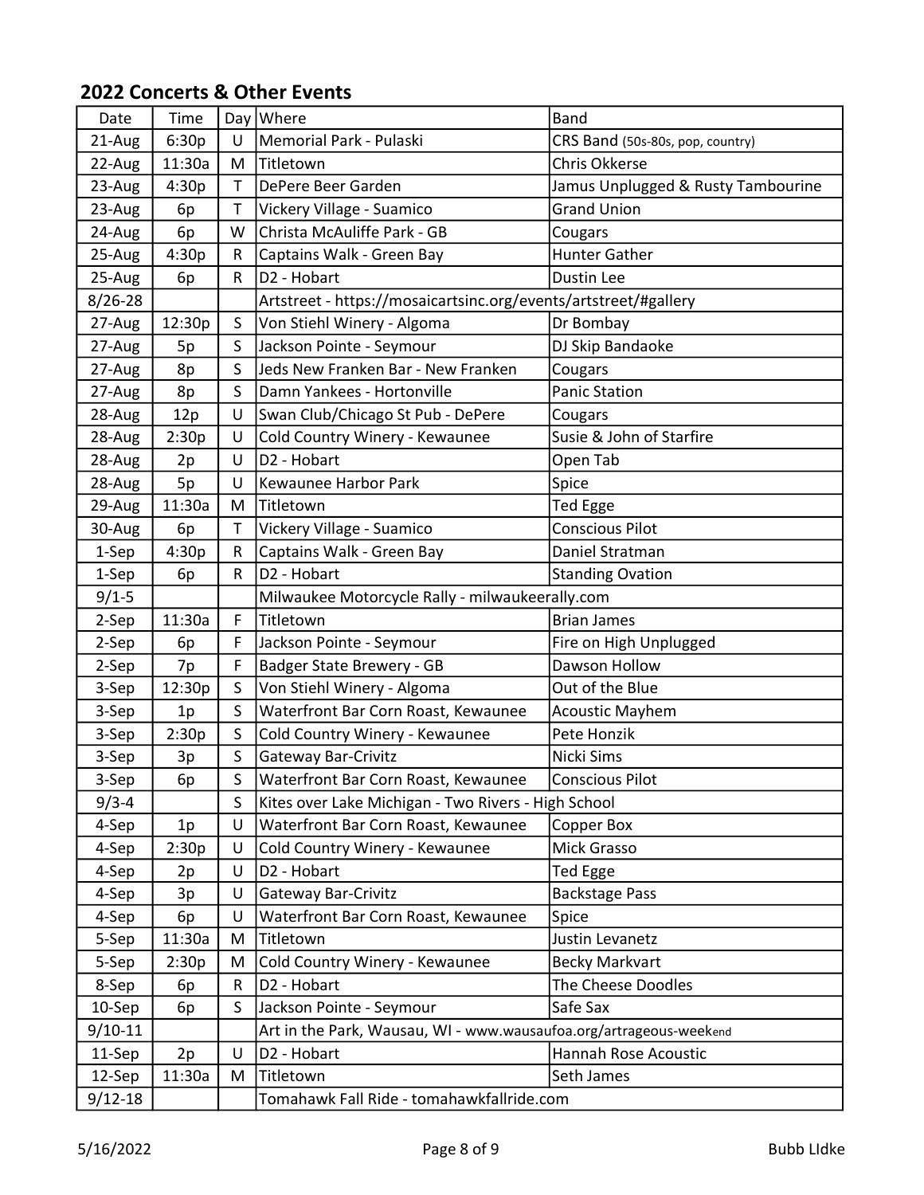## 2022 Concerts & Other Events

| Date | Time | Day | Where | Band |
|---|---|---|---|---|
| 21-Aug | 6:30p | U | Memorial Park - Pulaski | CRS Band (50s-80s, pop, country) |
| 22-Aug | 11:30a | M | Titletown | Chris Okkerse |
| 23-Aug | 4:30p | T | DePere Beer Garden | Jamus Unplugged & Rusty Tambourine |
| 23-Aug | 6p | T | Vickery Village - Suamico | Grand Union |
| 24-Aug | 6p | W | Christa McAuliffe Park - GB | Cougars |
| 25-Aug | 4:30p | R | Captains Walk - Green Bay | Hunter Gather |
| 25-Aug | 6p | R | D2 - Hobart | Dustin Lee |
| 8/26-28 | | | Artstreet - https://mosaicartsinc.org/events/artstreet/#gallery | |
| 27-Aug | 12:30p | S | Von Stiehl Winery - Algoma | Dr Bombay |
| 27-Aug | 5p | S | Jackson Pointe - Seymour | DJ Skip Bandaoke |
| 27-Aug | 8p | S | Jeds New Franken Bar - New Franken | Cougars |
| 27-Aug | 8p | S | Damn Yankees - Hortonville | Panic Station |
| 28-Aug | 12p | U | Swan Club/Chicago St Pub - DePere | Cougars |
| 28-Aug | 2:30p | U | Cold Country Winery - Kewaunee | Susie & John of Starfire |
| 28-Aug | 2p | U | D2 - Hobart | Open Tab |
| 28-Aug | 5p | U | Kewaunee Harbor Park | Spice |
| 29-Aug | 11:30a | M | Titletown | Ted Egge |
| 30-Aug | 6p | T | Vickery Village - Suamico | Conscious Pilot |
| 1-Sep | 4:30p | R | Captains Walk - Green Bay | Daniel Stratman |
| 1-Sep | 6p | R | D2 - Hobart | Standing Ovation |
| 9/1-5 | | | Milwaukee Motorcycle Rally - milwaukeerally.com | |
| 2-Sep | 11:30a | F | Titletown | Brian James |
| 2-Sep | 6p | F | Jackson Pointe - Seymour | Fire on High Unplugged |
| 2-Sep | 7p | F | Badger State Brewery - GB | Dawson Hollow |
| 3-Sep | 12:30p | S | Von Stiehl Winery - Algoma | Out of the Blue |
| 3-Sep | 1p | S | Waterfront Bar Corn Roast, Kewaunee | Acoustic Mayhem |
| 3-Sep | 2:30p | S | Cold Country Winery - Kewaunee | Pete Honzik |
| 3-Sep | 3p | S | Gateway Bar-Crivitz | Nicki Sims |
| 3-Sep | 6p | S | Waterfront Bar Corn Roast, Kewaunee | Conscious Pilot |
| 9/3-4 | | S | Kites over Lake Michigan - Two Rivers - High School | |
| 4-Sep | 1p | U | Waterfront Bar Corn Roast, Kewaunee | Copper Box |
| 4-Sep | 2:30p | U | Cold Country Winery - Kewaunee | Mick Grasso |
| 4-Sep | 2p | U | D2 - Hobart | Ted Egge |
| 4-Sep | 3p | U | Gateway Bar-Crivitz | Backstage Pass |
| 4-Sep | 6p | U | Waterfront Bar Corn Roast, Kewaunee | Spice |
| 5-Sep | 11:30a | M | Titletown | Justin Levanetz |
| 5-Sep | 2:30p | M | Cold Country Winery - Kewaunee | Becky Markvart |
| 8-Sep | 6p | R | D2 - Hobart | The Cheese Doodles |
| 10-Sep | 6p | S | Jackson Pointe - Seymour | Safe Sax |
| 9/10-11 | | | Art in the Park, Wausau, WI - www.wausaufoa.org/artrageous-weekend | |
| 11-Sep | 2p | U | D2 - Hobart | Hannah Rose Acoustic |
| 12-Sep | 11:30a | M | Titletown | Seth James |
| 9/12-18 | | | Tomahawk Fall Ride - tomahawkfallride.com | |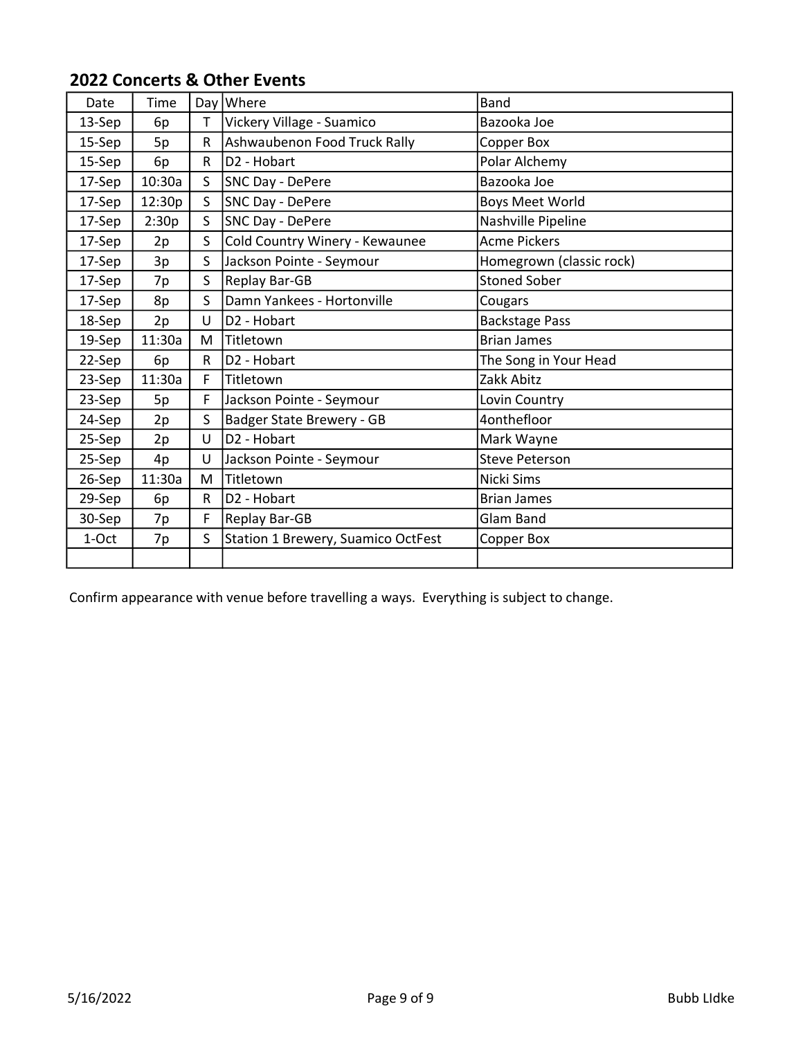## 2022 Concerts & Other Events

| Date | Time | Day | Where | Band |
|---|---|---|---|---|
| 13-Sep | 6p | T | Vickery Village - Suamico | Bazooka Joe |
| 15-Sep | 5p | R | Ashwaubenon Food Truck Rally | Copper Box |
| 15-Sep | 6p | R | D2 - Hobart | Polar Alchemy |
| 17-Sep | 10:30a | S | SNC Day - DePere | Bazooka Joe |
| 17-Sep | 12:30p | S | SNC Day - DePere | Boys Meet World |
| 17-Sep | 2:30p | S | SNC Day - DePere | Nashville Pipeline |
| 17-Sep | 2p | S | Cold Country Winery - Kewaunee | Acme Pickers |
| 17-Sep | 3p | S | Jackson Pointe - Seymour | Homegrown (classic rock) |
| 17-Sep | 7p | S | Replay Bar-GB | Stoned Sober |
| 17-Sep | 8p | S | Damn Yankees - Hortonville | Cougars |
| 18-Sep | 2p | U | D2 - Hobart | Backstage Pass |
| 19-Sep | 11:30a | M | Titletown | Brian James |
| 22-Sep | 6p | R | D2 - Hobart | The Song in Your Head |
| 23-Sep | 11:30a | F | Titletown | Zakk Abitz |
| 23-Sep | 5p | F | Jackson Pointe - Seymour | Lovin Country |
| 24-Sep | 2p | S | Badger State Brewery - GB | 4onthefloor |
| 25-Sep | 2p | U | D2 - Hobart | Mark Wayne |
| 25-Sep | 4p | U | Jackson Pointe - Seymour | Steve Peterson |
| 26-Sep | 11:30a | M | Titletown | Nicki Sims |
| 29-Sep | 6p | R | D2 - Hobart | Brian James |
| 30-Sep | 7p | F | Replay Bar-GB | Glam Band |
| 1-Oct | 7p | S | Station 1 Brewery, Suamico OctFest | Copper Box |
| | | | | |

Confirm appearance with venue before travelling a ways. Everything is subject to change.